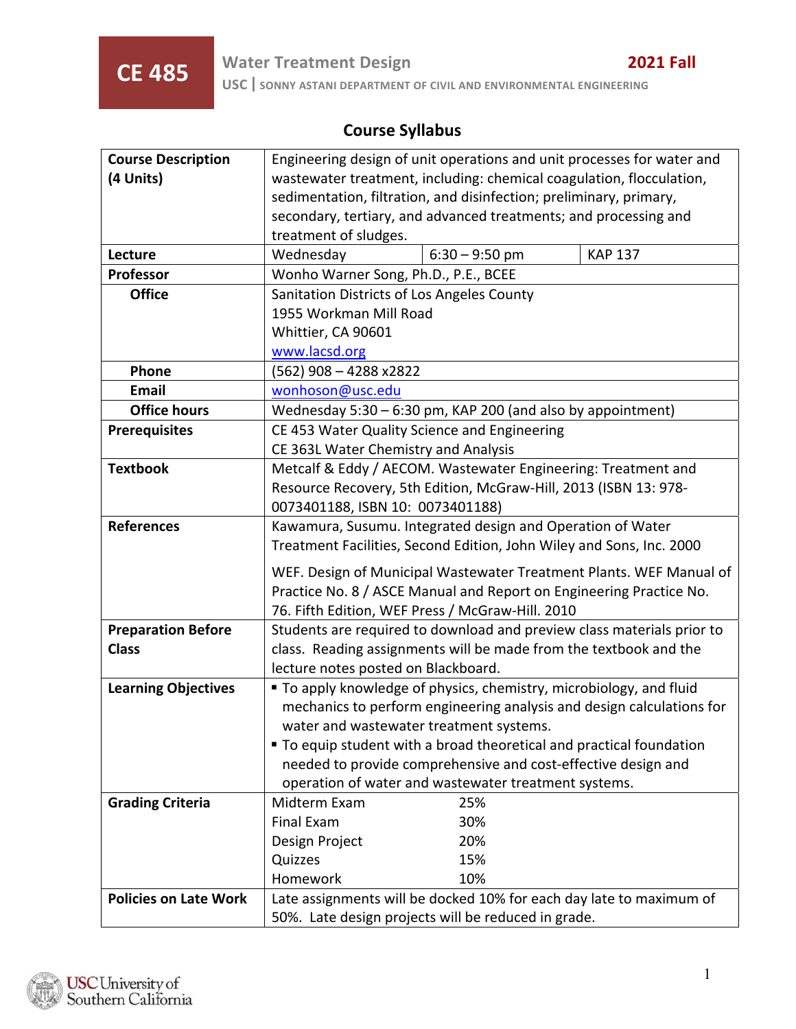# CE 485 Water Treatment Design

**2021 Fall**

USC | SONNY ASTANI DEPARTMENT OF CIVIL AND ENVIRONMENTAL ENGINEERING

## Course Syllabus

| | | | |
|---|---|---|---|
| **Course Description (4 Units)** | Engineering design of unit operations and unit processes for water and wastewater treatment, including: chemical coagulation, flocculation, sedimentation, filtration, and disinfection; preliminary, primary, secondary, tertiary, and advanced treatments; and processing and treatment of sludges. | | |
| **Lecture** | Wednesday | 6:30 – 9:50 pm | KAP 137 |
| **Professor** | Wonho Warner Song, Ph.D., P.E., BCEE | | |
| **Office** | Sanitation Districts of Los Angeles County<br>1955 Workman Mill Road<br>Whittier, CA 90601<br>www.lacsd.org | | |
| **Phone** | (562) 908 – 4288 x2822 | | |
| **Email** | wonhoson@usc.edu | | |
| **Office hours** | Wednesday 5:30 – 6:30 pm, KAP 200 (and also by appointment) | | |
| **Prerequisites** | CE 453 Water Quality Science and Engineering<br>CE 363L Water Chemistry and Analysis | | |
| **Textbook** | Metcalf & Eddy / AECOM. Wastewater Engineering: Treatment and Resource Recovery, 5th Edition, McGraw-Hill, 2013 (ISBN 13: 978-0073401188, ISBN 10: 0073401188) | | |
| **References** | Kawamura, Susumu. Integrated design and Operation of Water Treatment Facilities, Second Edition, John Wiley and Sons, Inc. 2000<br><br>WEF. Design of Municipal Wastewater Treatment Plants. WEF Manual of Practice No. 8 / ASCE Manual and Report on Engineering Practice No. 76. Fifth Edition, WEF Press / McGraw-Hill. 2010 | | |
| **Preparation Before Class** | Students are required to download and preview class materials prior to class. Reading assignments will be made from the textbook and the lecture notes posted on Blackboard. | | |
| **Learning Objectives** | ▪ To apply knowledge of physics, chemistry, microbiology, and fluid mechanics to perform engineering analysis and design calculations for water and wastewater treatment systems.<br>▪ To equip student with a broad theoretical and practical foundation needed to provide comprehensive and cost-effective design and operation of water and wastewater treatment systems. | | |
| **Grading Criteria** | Midterm Exam 25%<br>Final Exam 30%<br>Design Project 20%<br>Quizzes 15%<br>Homework 10% | | |
| **Policies on Late Work** | Late assignments will be docked 10% for each day late to maximum of 50%. Late design projects will be reduced in grade. | | |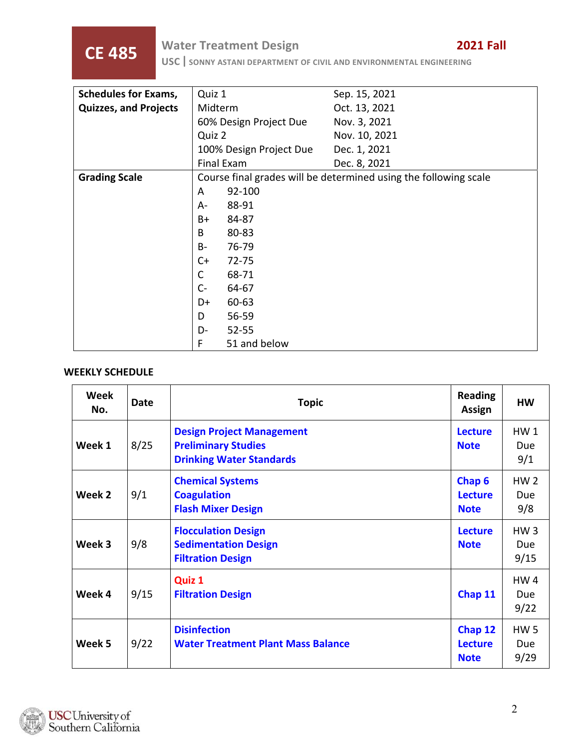| Schedules for Exams, Quizzes, and Projects | Quiz 1 | Sep. 15, 2021 |
|---|---|---|
| | Midterm | Oct. 13, 2021 |
| | 60% Design Project Due | Nov. 3, 2021 |
| | Quiz 2 | Nov. 10, 2021 |
| | 100% Design Project Due | Dec. 1, 2021 |
| | Final Exam | Dec. 8, 2021 |

**Grading Scale**

Course final grades will be determined using the following scale

| Grade | Score |
|---|---|
| A | 92-100 |
| A- | 88-91 |
| B+ | 84-87 |
| B | 80-83 |
| B- | 76-79 |
| C+ | 72-75 |
| C | 68-71 |
| C- | 64-67 |
| D+ | 60-63 |
| D | 56-59 |
| D- | 52-55 |
| F | 51 and below |

## WEEKLY SCHEDULE

| Week No. | Date | Topic | Reading Assign | HW |
|---|---|---|---|---|
| **Week 1** | 8/25 | Design Project Management<br>Preliminary Studies<br>Drinking Water Standards | Lecture Note | HW 1 Due 9/1 |
| **Week 2** | 9/1 | Chemical Systems<br>Coagulation<br>Flash Mixer Design | Chap 6<br>Lecture Note | HW 2 Due 9/8 |
| **Week 3** | 9/8 | Flocculation Design<br>Sedimentation Design<br>Filtration Design | Lecture Note | HW 3 Due 9/15 |
| **Week 4** | 9/15 | Quiz 1<br>Filtration Design | Chap 11 | HW 4 Due 9/22 |
| **Week 5** | 9/22 | Disinfection<br>Water Treatment Plant Mass Balance | Chap 12<br>Lecture Note | HW 5 Due 9/29 |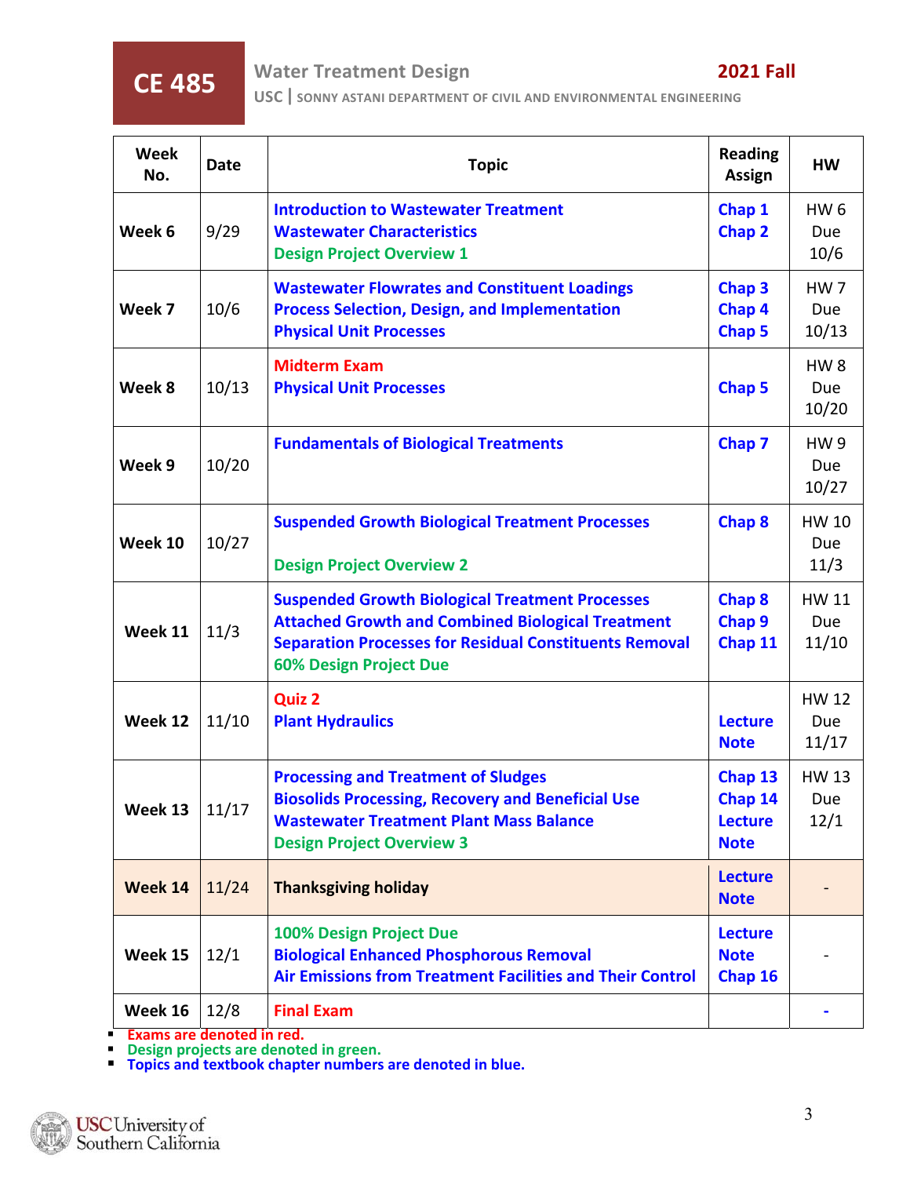**CE 485** Water Treatment Design **2021 Fall**

USC | SONNY ASTANI DEPARTMENT OF CIVIL AND ENVIRONMENTAL ENGINEERING

| Week No. | Date | Topic | Reading Assign | HW |
|---|---|---|---|---|
| Week 6 | 9/29 | Introduction to Wastewater Treatment<br>Wastewater Characteristics<br>Design Project Overview 1 | Chap 1<br>Chap 2 | HW 6 Due 10/6 |
| Week 7 | 10/6 | Wastewater Flowrates and Constituent Loadings<br>Process Selection, Design, and Implementation<br>Physical Unit Processes | Chap 3<br>Chap 4<br>Chap 5 | HW 7 Due 10/13 |
| Week 8 | 10/13 | Midterm Exam<br>Physical Unit Processes | Chap 5 | HW 8 Due 10/20 |
| Week 9 | 10/20 | Fundamentals of Biological Treatments | Chap 7 | HW 9 Due 10/27 |
| Week 10 | 10/27 | Suspended Growth Biological Treatment Processes<br>Design Project Overview 2 | Chap 8 | HW 10 Due 11/3 |
| Week 11 | 11/3 | Suspended Growth Biological Treatment Processes<br>Attached Growth and Combined Biological Treatment<br>Separation Processes for Residual Constituents Removal<br>60% Design Project Due | Chap 8<br>Chap 9<br>Chap 11 | HW 11 Due 11/10 |
| Week 12 | 11/10 | Quiz 2<br>Plant Hydraulics | Lecture Note | HW 12 Due 11/17 |
| Week 13 | 11/17 | Processing and Treatment of Sludges<br>Biosolids Processing, Recovery and Beneficial Use<br>Wastewater Treatment Plant Mass Balance<br>Design Project Overview 3 | Chap 13<br>Chap 14<br>Lecture Note | HW 13 Due 12/1 |
| Week 14 | 11/24 | Thanksgiving holiday | Lecture Note | - |
| Week 15 | 12/1 | 100% Design Project Due<br>Biological Enhanced Phosphorous Removal<br>Air Emissions from Treatment Facilities and Their Control | Lecture Note<br>Chap 16 | - |
| Week 16 | 12/8 | Final Exam | | - |

- Exams are denoted in red.
- Design projects are denoted in green.
- Topics and textbook chapter numbers are denoted in blue.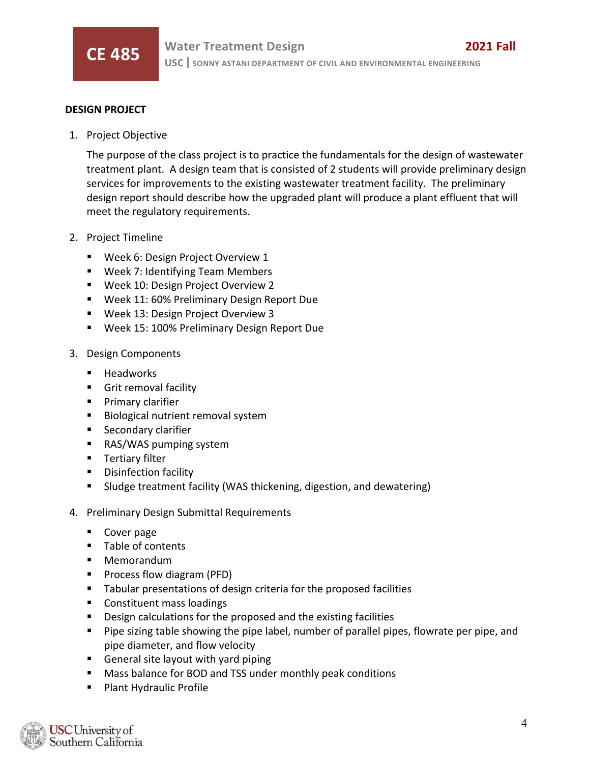**DESIGN PROJECT**

1. Project Objective

   The purpose of the class project is to practice the fundamentals for the design of wastewater treatment plant. A design team that is consisted of 2 students will provide preliminary design services for improvements to the existing wastewater treatment facility. The preliminary design report should describe how the upgraded plant will produce a plant effluent that will meet the regulatory requirements.

2. Project Timeline

   - Week 6: Design Project Overview 1
   - Week 7: Identifying Team Members
   - Week 10: Design Project Overview 2
   - Week 11: 60% Preliminary Design Report Due
   - Week 13: Design Project Overview 3
   - Week 15: 100% Preliminary Design Report Due

3. Design Components

   - Headworks
   - Grit removal facility
   - Primary clarifier
   - Biological nutrient removal system
   - Secondary clarifier
   - RAS/WAS pumping system
   - Tertiary filter
   - Disinfection facility
   - Sludge treatment facility (WAS thickening, digestion, and dewatering)

4. Preliminary Design Submittal Requirements

   - Cover page
   - Table of contents
   - Memorandum
   - Process flow diagram (PFD)
   - Tabular presentations of design criteria for the proposed facilities
   - Constituent mass loadings
   - Design calculations for the proposed and the existing facilities
   - Pipe sizing table showing the pipe label, number of parallel pipes, flowrate per pipe, and pipe diameter, and flow velocity
   - General site layout with yard piping
   - Mass balance for BOD and TSS under monthly peak conditions
   - Plant Hydraulic Profile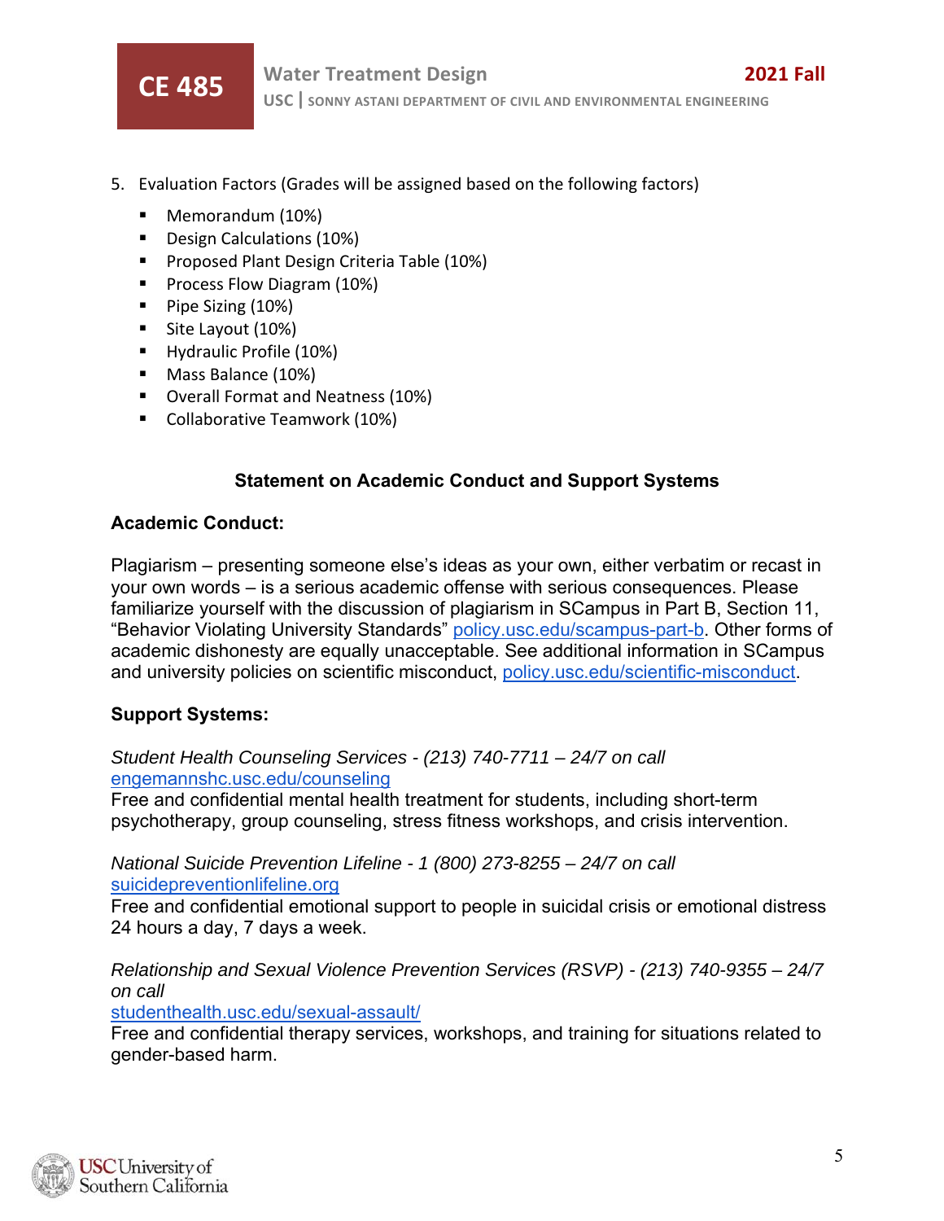5. Evaluation Factors (Grades will be assigned based on the following factors)

   - Memorandum (10%)
   - Design Calculations (10%)
   - Proposed Plant Design Criteria Table (10%)
   - Process Flow Diagram (10%)
   - Pipe Sizing (10%)
   - Site Layout (10%)
   - Hydraulic Profile (10%)
   - Mass Balance (10%)
   - Overall Format and Neatness (10%)
   - Collaborative Teamwork (10%)

## Statement on Academic Conduct and Support Systems

### Academic Conduct:

Plagiarism – presenting someone else's ideas as your own, either verbatim or recast in your own words – is a serious academic offense with serious consequences. Please familiarize yourself with the discussion of plagiarism in SCampus in Part B, Section 11, "Behavior Violating University Standards" policy.usc.edu/scampus-part-b. Other forms of academic dishonesty are equally unacceptable. See additional information in SCampus and university policies on scientific misconduct, policy.usc.edu/scientific-misconduct.

### Support Systems:

*Student Health Counseling Services - (213) 740-7711 – 24/7 on call*
engemannshc.usc.edu/counseling
Free and confidential mental health treatment for students, including short-term psychotherapy, group counseling, stress fitness workshops, and crisis intervention.

*National Suicide Prevention Lifeline - 1 (800) 273-8255 – 24/7 on call*
suicidepreventionlifeline.org
Free and confidential emotional support to people in suicidal crisis or emotional distress 24 hours a day, 7 days a week.

*Relationship and Sexual Violence Prevention Services (RSVP) - (213) 740-9355 – 24/7 on call*
studenthealth.usc.edu/sexual-assault/
Free and confidential therapy services, workshops, and training for situations related to gender-based harm.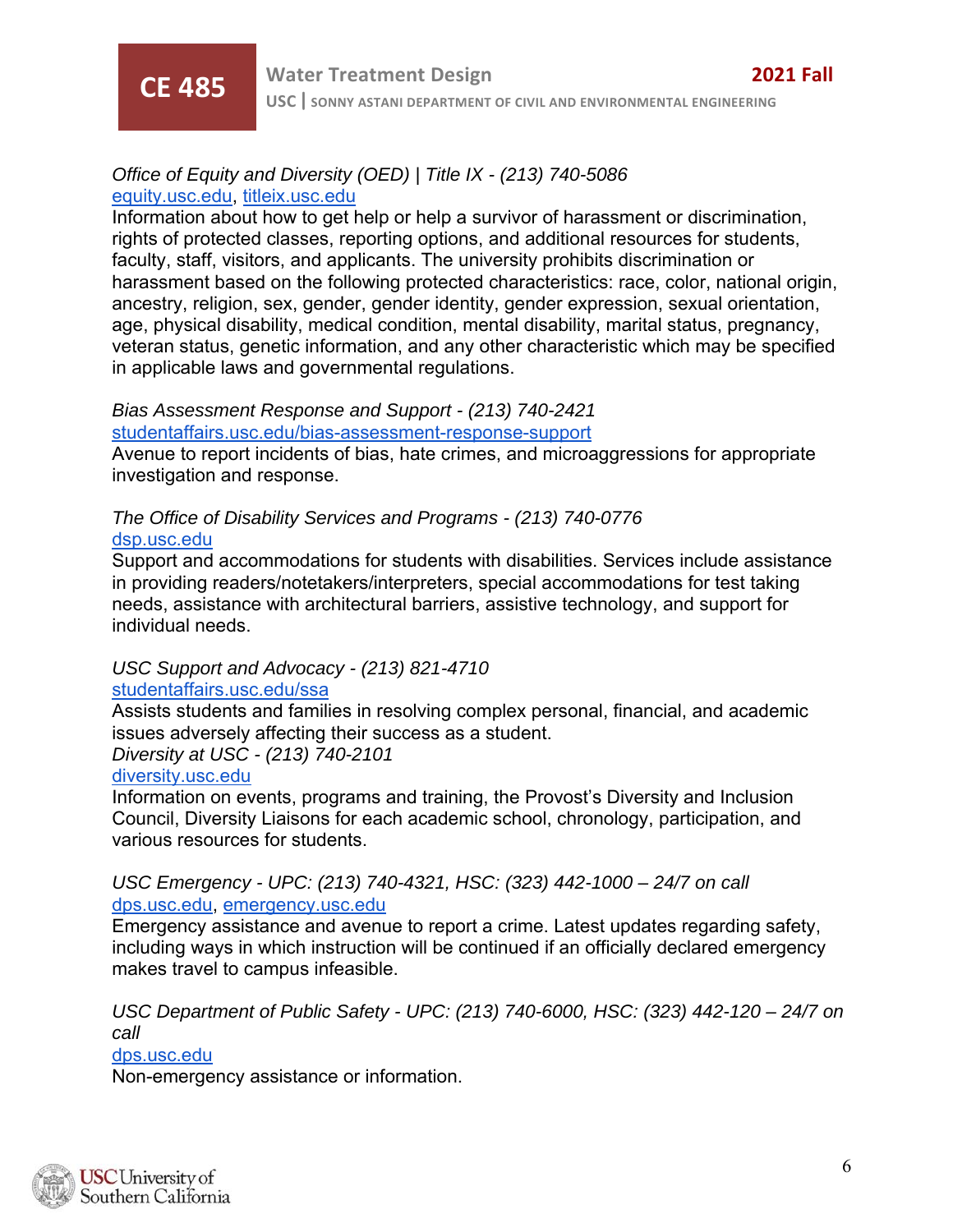*Office of Equity and Diversity (OED) | Title IX - (213) 740-5086*
equity.usc.edu, titleix.usc.edu
Information about how to get help or help a survivor of harassment or discrimination, rights of protected classes, reporting options, and additional resources for students, faculty, staff, visitors, and applicants. The university prohibits discrimination or harassment based on the following protected characteristics: race, color, national origin, ancestry, religion, sex, gender, gender identity, gender expression, sexual orientation, age, physical disability, medical condition, mental disability, marital status, pregnancy, veteran status, genetic information, and any other characteristic which may be specified in applicable laws and governmental regulations.

*Bias Assessment Response and Support - (213) 740-2421*
studentaffairs.usc.edu/bias-assessment-response-support
Avenue to report incidents of bias, hate crimes, and microaggressions for appropriate investigation and response.

*The Office of Disability Services and Programs - (213) 740-0776*
dsp.usc.edu
Support and accommodations for students with disabilities. Services include assistance in providing readers/notetakers/interpreters, special accommodations for test taking needs, assistance with architectural barriers, assistive technology, and support for individual needs.

*USC Support and Advocacy - (213) 821-4710*
studentaffairs.usc.edu/ssa
Assists students and families in resolving complex personal, financial, and academic issues adversely affecting their success as a student.
*Diversity at USC - (213) 740-2101*
diversity.usc.edu
Information on events, programs and training, the Provost's Diversity and Inclusion Council, Diversity Liaisons for each academic school, chronology, participation, and various resources for students.

*USC Emergency - UPC: (213) 740-4321, HSC: (323) 442-1000 – 24/7 on call*
dps.usc.edu, emergency.usc.edu
Emergency assistance and avenue to report a crime. Latest updates regarding safety, including ways in which instruction will be continued if an officially declared emergency makes travel to campus infeasible.

*USC Department of Public Safety - UPC: (213) 740-6000, HSC: (323) 442-120 – 24/7 on call*
dps.usc.edu
Non-emergency assistance or information.